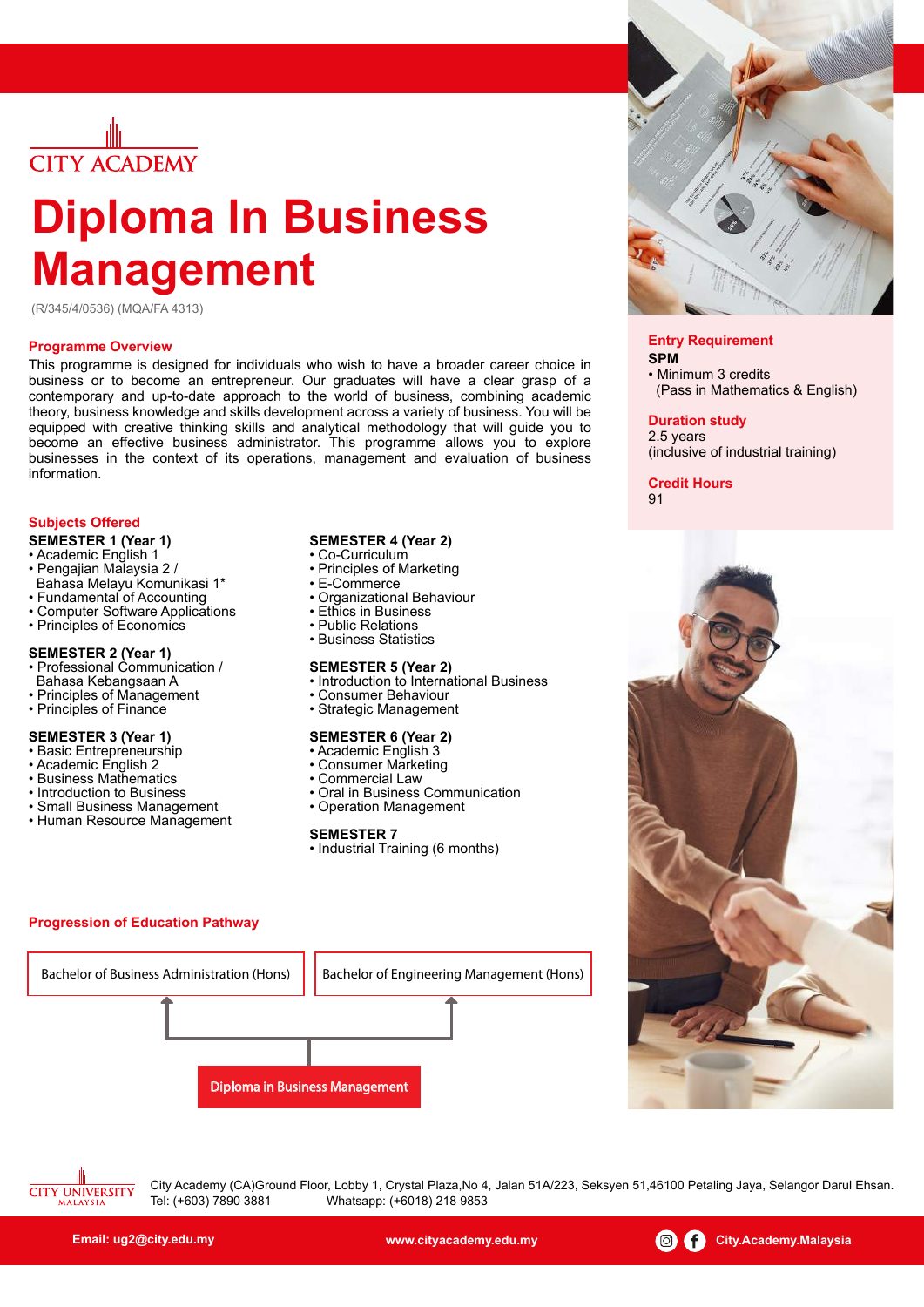CITY ACADEMY

# Diploma In Business Management

(R/345/4/0536) (MQA/FA 4313)

## Programme Overview

This programme is designed for individuals who wish to have a broader career choice in business or to become an entrepreneur. Our graduates will have a clear grasp of a contemporary and up-to-date approach to the world of business, combining academic theory, business knowledge and skills development across a variety of business. You will be equipped with creative thinking skills and analytical methodology that will guide you to become an effective business administrator. This programme allows you to explore businesses in the context of its operations, management and evaluation of business information.

## Subjects Offered

**SEMESTER 1 (Year 1)**
- Academic English 1
- Pengajian Malaysia 2 / Bahasa Melayu Komunikasi 1*
- Fundamental of Accounting
- Computer Software Applications
- Principles of Economics

**SEMESTER 2 (Year 1)**
- Professional Communication / Bahasa Kebangsaan A
- Principles of Management
- Principles of Finance

**SEMESTER 3 (Year 1)**
- Basic Entrepreneurship
- Academic English 2
- Business Mathematics
- Introduction to Business
- Small Business Management
- Human Resource Management

**SEMESTER 4 (Year 2)**
- Co-Curriculum
- Principles of Marketing
- E-Commerce
- Organizational Behaviour
- Ethics in Business
- Public Relations
- Business Statistics

**SEMESTER 5 (Year 2)**
- Introduction to International Business
- Consumer Behaviour
- Strategic Management

**SEMESTER 6 (Year 2)**
- Academic English 3
- Consumer Marketing
- Commercial Law
- Oral in Business Communication
- Operation Management

**SEMESTER 7**
- Industrial Training (6 months)

## Progression of Education Pathway

Diploma in Business Management → Bachelor of Business Administration (Hons)

Diploma in Business Management → Bachelor of Engineering Management (Hons)

## Entry Requirement

**SPM**
- Minimum 3 credits (Pass in Mathematics & English)

## Duration study

2.5 years
(inclusive of industrial training)

## Credit Hours

91

CITY UNIVERSITY MALAYSIA

City Academy (CA)Ground Floor, Lobby 1, Crystal Plaza,No 4, Jalan 51A/223, Seksyen 51,46100 Petaling Jaya, Selangor Darul Ehsan.
Tel: (+603) 7890 3881 Whatsapp: (+6018) 218 9853

Email: ug2@city.edu.my www.cityacademy.edu.my City.Academy.Malaysia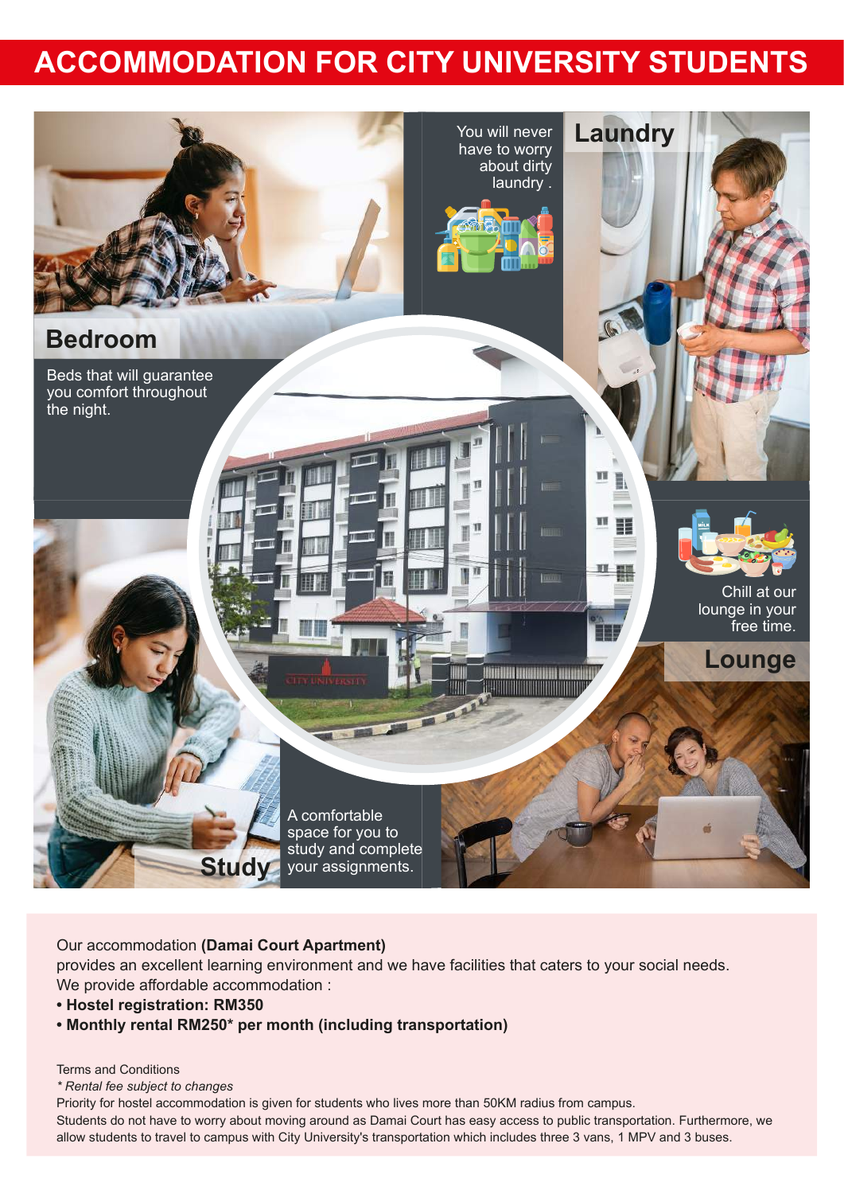# ACCOMMODATION FOR CITY UNIVERSITY STUDENTS

## Bedroom

Beds that will guarantee you comfort throughout the night.

## Laundry

You will never have to worry about dirty laundry .

## Lounge

Chill at our lounge in your free time.

## Study

A comfortable space for you to study and complete your assignments.

Our accommodation **(Damai Court Apartment)**
provides an excellent learning environment and we have facilities that caters to your social needs.
We provide affordable accommodation :

- **Hostel registration: RM350**
- **Monthly rental RM250* per month (including transportation)**

Terms and Conditions

*\* Rental fee subject to changes*

Priority for hostel accommodation is given for students who lives more than 50KM radius from campus.

Students do not have to worry about moving around as Damai Court has easy access to public transportation. Furthermore, we allow students to travel to campus with City University's transportation which includes three 3 vans, 1 MPV and 3 buses.